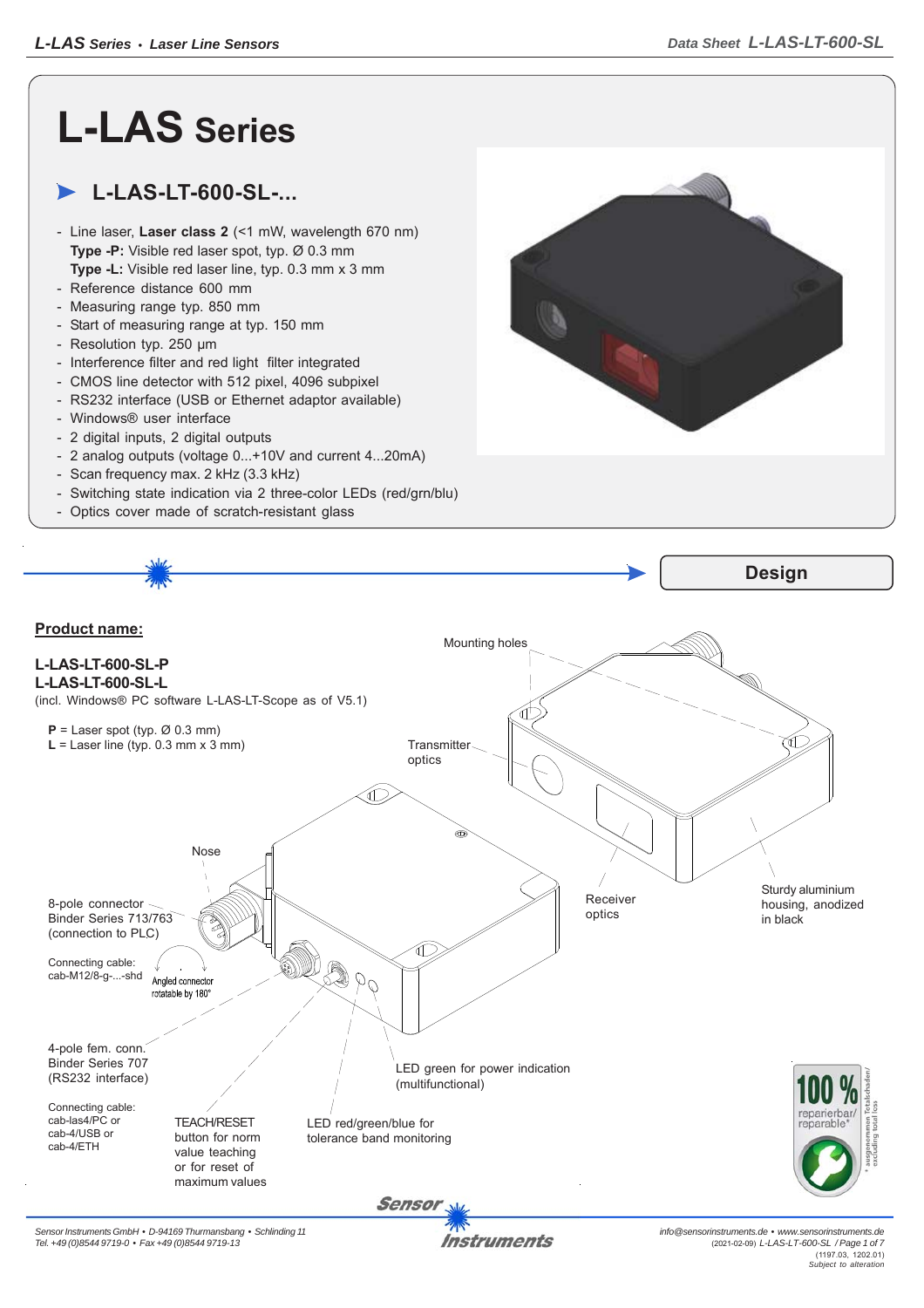# L-LAS Series

## L-LAS-LT-600-SL-...

- Line laser, **Laser class 2** (<1 mW, wavelength 670 nm)
  **Type -P:** Visible red laser spot, typ. Ø 0.3 mm
  **Type -L:** Visible red laser line, typ. 0.3 mm x 3 mm
- Reference distance 600 mm
- Measuring range typ. 850 mm
- Start of measuring range at typ. 150 mm
- Resolution typ. 250 µm
- Interference filter and red light filter integrated
- CMOS line detector with 512 pixel, 4096 subpixel
- RS232 interface (USB or Ethernet adaptor available)
- Windows® user interface
- 2 digital inputs, 2 digital outputs
- 2 analog outputs (voltage 0...+10V and current 4...20mA)
- Scan frequency max. 2 kHz (3.3 kHz)
- Switching state indication via 2 three-color LEDs (red/grn/blu)
- Optics cover made of scratch-resistant glass

## Design

**Product name:**

**L-LAS-LT-600-SL-P**
**L-LAS-LT-600-SL-L**
(incl. Windows® PC software L-LAS-LT-Scope as of V5.1)

**P** = Laser spot (typ. Ø 0.3 mm)
**L** = Laser line (typ. 0.3 mm x 3 mm)

Mounting holes

Transmitter optics

Nose

8-pole connector Binder Series 713/763 (connection to PLC)

Connecting cable: cab-M12/8-g-...-shd

Angled connector rotatable by 180°

Receiver optics

Sturdy aluminium housing, anodized in black

4-pole fem. conn. Binder Series 707 (RS232 interface)

Connecting cable: cab-las4/PC or cab-4/USB or cab-4/ETH

TEACH/RESET button for norm value teaching or for reset of maximum values

LED green for power indication (multifunctional)

LED red/green/blue for tolerance band monitoring

100 % reparierbar/ reparable*

* ausgenommen Totalschaden/ excluding total loss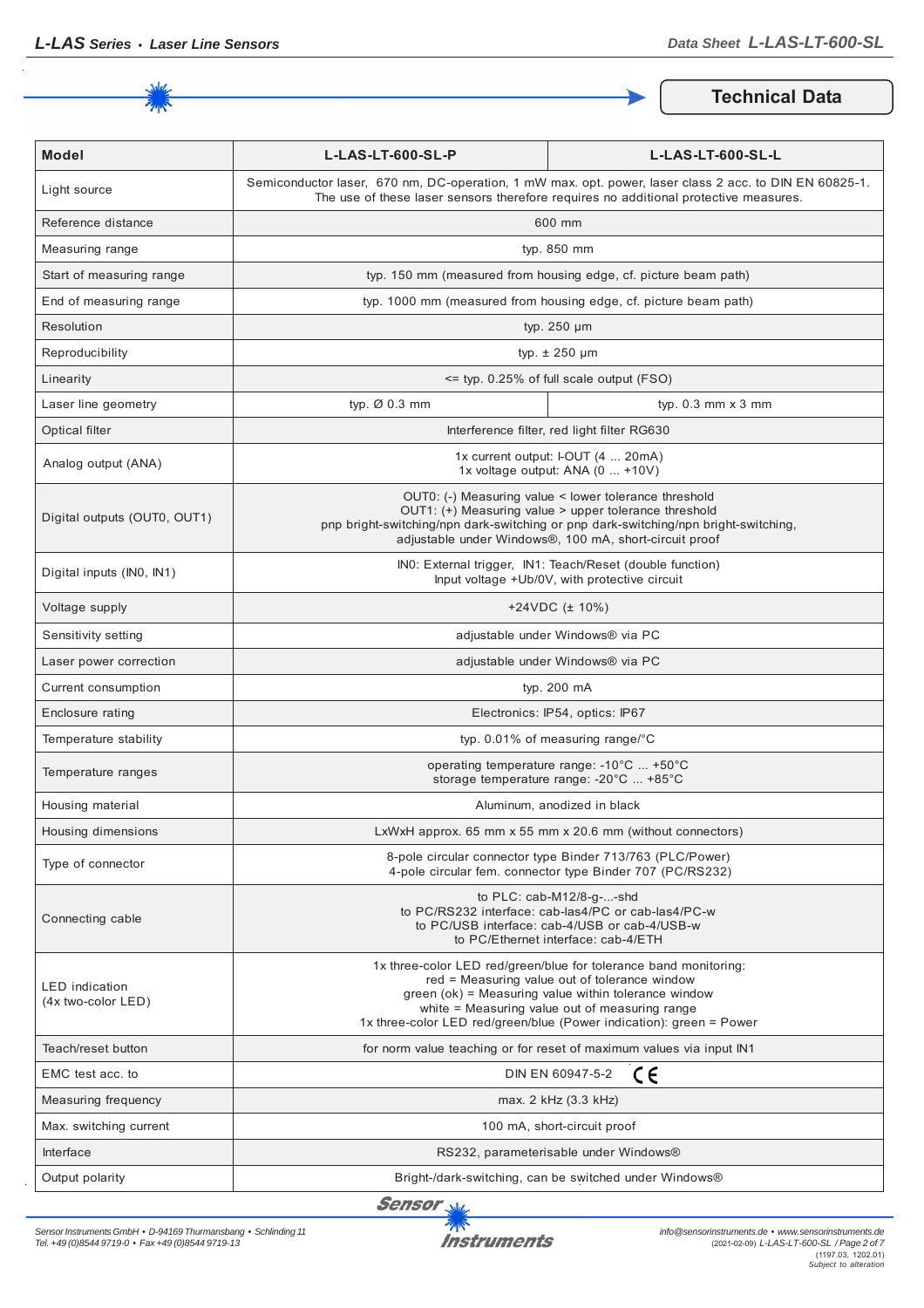## Technical Data

| Model | L-LAS-LT-600-SL-P | L-LAS-LT-600-SL-L |
|---|---|---|
| Light source | Semiconductor laser, 670 nm, DC-operation, 1 mW max. opt. power, laser class 2 acc. to DIN EN 60825-1. The use of these laser sensors therefore requires no additional protective measures. | |
| Reference distance | 600 mm | |
| Measuring range | typ. 850 mm | |
| Start of measuring range | typ. 150 mm (measured from housing edge, cf. picture beam path) | |
| End of measuring range | typ. 1000 mm (measured from housing edge, cf. picture beam path) | |
| Resolution | typ. 250 µm | |
| Reproducibility | typ. ± 250 µm | |
| Linearity | <= typ. 0.25% of full scale output (FSO) | |
| Laser line geometry | typ. Ø 0.3 mm | typ. 0.3 mm x 3 mm |
| Optical filter | Interference filter, red light filter RG630 | |
| Analog output (ANA) | 1x current output: I-OUT (4 ... 20mA)<br>1x voltage output: ANA (0 ... +10V) | |
| Digital outputs (OUT0, OUT1) | OUT0: (-) Measuring value < lower tolerance threshold<br>OUT1: (+) Measuring value > upper tolerance threshold<br>pnp bright-switching/npn dark-switching or pnp dark-switching/npn bright-switching, adjustable under Windows®, 100 mA, short-circuit proof | |
| Digital inputs (IN0, IN1) | IN0: External trigger, IN1: Teach/Reset (double function)<br>Input voltage +Ub/0V, with protective circuit | |
| Voltage supply | +24VDC (± 10%) | |
| Sensitivity setting | adjustable under Windows® via PC | |
| Laser power correction | adjustable under Windows® via PC | |
| Current consumption | typ. 200 mA | |
| Enclosure rating | Electronics: IP54, optics: IP67 | |
| Temperature stability | typ. 0.01% of measuring range/°C | |
| Temperature ranges | operating temperature range: -10°C ... +50°C<br>storage temperature range: -20°C ... +85°C | |
| Housing material | Aluminum, anodized in black | |
| Housing dimensions | LxWxH approx. 65 mm x 55 mm x 20.6 mm (without connectors) | |
| Type of connector | 8-pole circular connector type Binder 713/763 (PLC/Power)<br>4-pole circular fem. connector type Binder 707 (PC/RS232) | |
| Connecting cable | to PLC: cab-M12/8-g-...-shd<br>to PC/RS232 interface: cab-las4/PC or cab-las4/PC-w<br>to PC/USB interface: cab-4/USB or cab-4/USB-w<br>to PC/Ethernet interface: cab-4/ETH | |
| LED indication (4x two-color LED) | 1x three-color LED red/green/blue for tolerance band monitoring:<br>red = Measuring value out of tolerance window<br>green (ok) = Measuring value within tolerance window<br>white = Measuring value out of measuring range<br>1x three-color LED red/green/blue (Power indication): green = Power | |
| Teach/reset button | for norm value teaching or for reset of maximum values via input IN1 | |
| EMC test acc. to | DIN EN 60947-5-2 CE | |
| Measuring frequency | max. 2 kHz (3.3 kHz) | |
| Max. switching current | 100 mA, short-circuit proof | |
| Interface | RS232, parameterisable under Windows® | |
| Output polarity | Bright-/dark-switching, can be switched under Windows® | |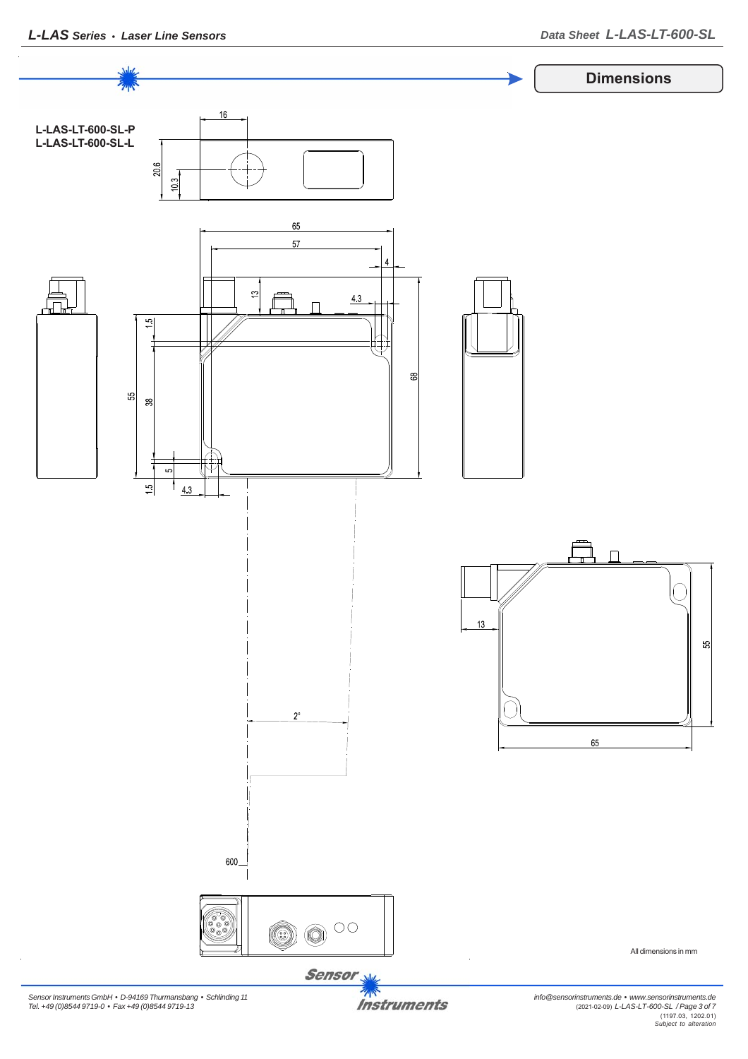## Dimensions

**L-LAS-LT-600-SL-P**
**L-LAS-LT-600-SL-L**

16

20.6

10.3

65

57

4

13

4.3

1.5

55

38

68

5

1.5

4.3

2°

600

13

55

65

All dimensions in mm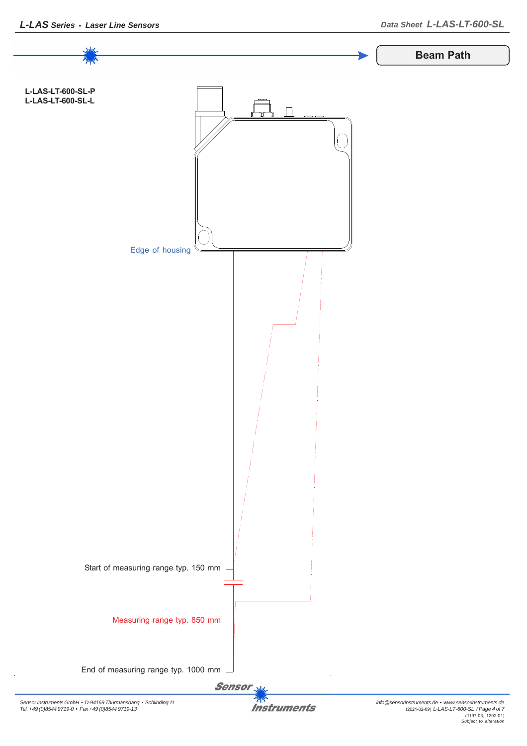## Beam Path

**L-LAS-LT-600-SL-P**
**L-LAS-LT-600-SL-L**

Edge of housing

Start of measuring range typ. 150 mm

Measuring range typ. 850 mm

End of measuring range typ. 1000 mm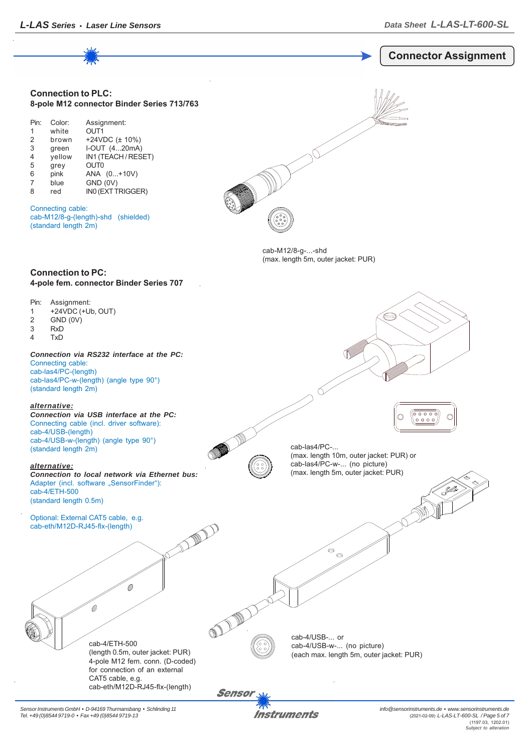# Connector Assignment

## Connection to PLC:
**8-pole M12 connector Binder Series 713/763**

| Pin: | Color: | Assignment: |
|---|---|---|
| 1 | white | OUT1 |
| 2 | brown | +24VDC (± 10%) |
| 3 | green | I-OUT (4...20mA) |
| 4 | yellow | IN1 (TEACH / RESET) |
| 5 | grey | OUT0 |
| 6 | pink | ANA (0...+10V) |
| 7 | blue | GND (0V) |
| 8 | red | IN0 (EXT TRIGGER) |

Connecting cable:
cab-M12/8-g-(length)-shd (shielded)
(standard length 2m)

cab-M12/8-g-...-shd
(max. length 5m, outer jacket: PUR)

## Connection to PC:
**4-pole fem. connector Binder Series 707**

| Pin: | Assignment: |
|---|---|
| 1 | +24VDC (+Ub, OUT) |
| 2 | GND (0V) |
| 3 | RxD |
| 4 | TxD |

***Connection via RS232 interface at the PC:***
Connecting cable:
cab-las4/PC-(length)
cab-las4/PC-w-(length) (angle type 90°)
(standard length 2m)

cab-las4/PC-...
(max. length 10m, outer jacket: PUR) or
cab-las4/PC-w-... (no picture)
(max. length 5m, outer jacket: PUR)

***alternative:***
***Connection via USB interface at the PC:***
Connecting cable (incl. driver software):
cab-4/USB-(length)
cab-4/USB-w-(length) (angle type 90°)
(standard length 2m)

cab-4/USB-... or
cab-4/USB-w-... (no picture)
(each max. length 5m, outer jacket: PUR)

***alternative:***
***Connection to local network via Ethernet bus:***
Adapter (incl. software „SensorFinder"):
cab-4/ETH-500
(standard length 0.5m)

Optional: External CAT5 cable, e.g.
cab-eth/M12D-RJ45-flx-(length)

cab-4/ETH-500
(length 0.5m, outer jacket: PUR)
4-pole M12 fem. conn. (D-coded)
for connection of an external
CAT5 cable, e.g.
cab-eth/M12D-RJ45-flx-(length)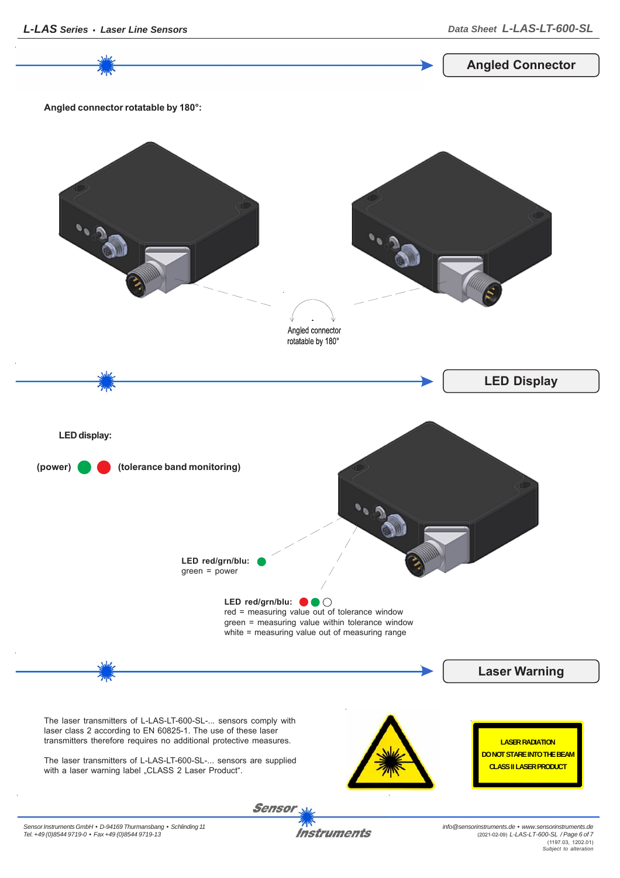## Angled Connector

**Angled connector rotatable by 180°:**

Angled connector rotatable by 180°

## LED Display

**LED display:**

**(power)** 🟢 🔴 **(tolerance band monitoring)**

**LED red/grn/blu:** 🟢
green = power

**LED red/grn/blu:** 🔴 🟢 ⚪
red = measuring value out of tolerance window
green = measuring value within tolerance window
white = measuring value out of measuring range

## Laser Warning

The laser transmitters of L-LAS-LT-600-SL-... sensors comply with laser class 2 according to EN 60825-1. The use of these laser transmitters therefore requires no additional protective measures.

The laser transmitters of L-LAS-LT-600-SL-... sensors are supplied with a laser warning label „CLASS 2 Laser Product".

LASER RADIATION
DO NOT STARE INTO THE BEAM
CLASS II LASER PRODUCT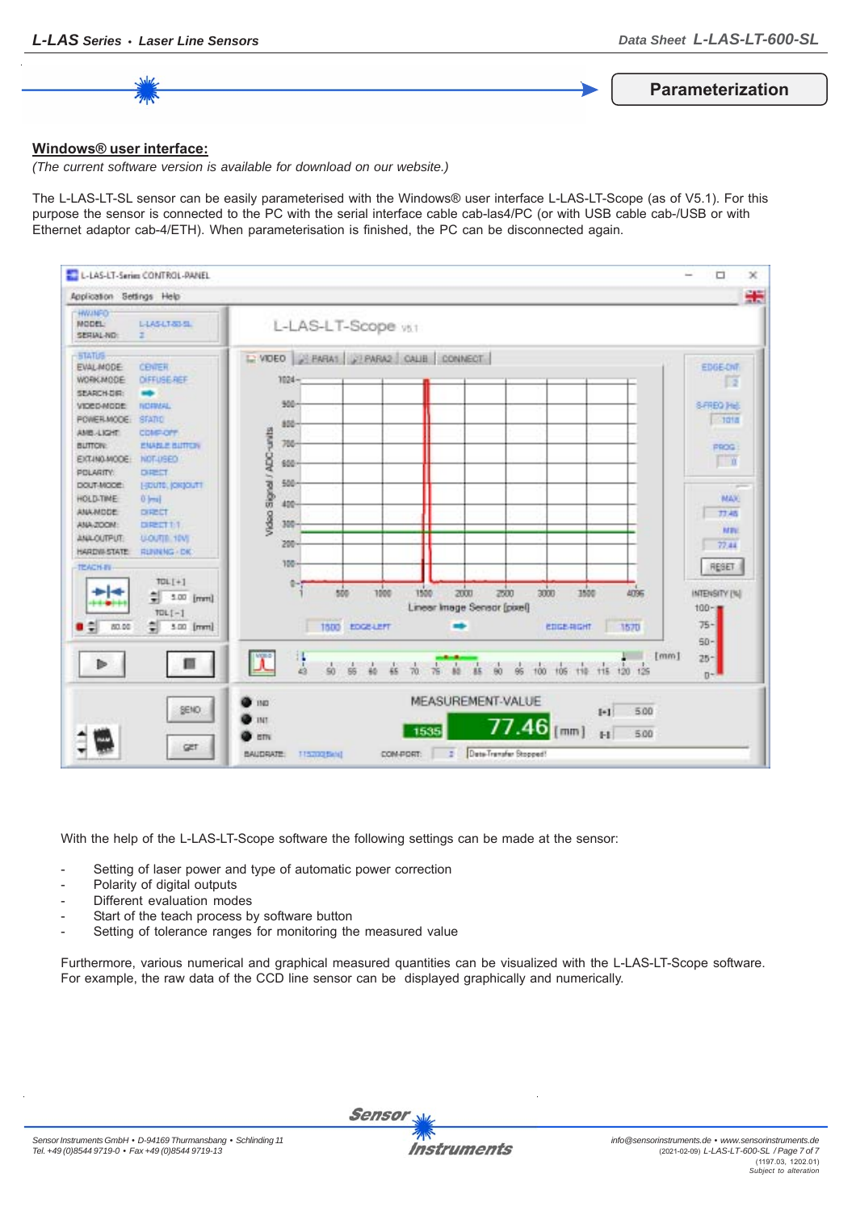## Parameterization

**Windows® user interface:**

*(The current software version is available for download on our website.)*

The L-LAS-LT-SL sensor can be easily parameterised with the Windows® user interface L-LAS-LT-Scope (as of V5.1). For this purpose the sensor is connected to the PC with the serial interface cable cab-las4/PC (or with USB cable cab-/USB or with Ethernet adaptor cab-4/ETH). When parameterisation is finished, the PC can be disconnected again.

With the help of the L-LAS-LT-Scope software the following settings can be made at the sensor:

- Setting of laser power and type of automatic power correction
- Polarity of digital outputs
- Different evaluation modes
- Start of the teach process by software button
- Setting of tolerance ranges for monitoring the measured value

Furthermore, various numerical and graphical measured quantities can be visualized with the L-LAS-LT-Scope software. For example, the raw data of the CCD line sensor can be displayed graphically and numerically.